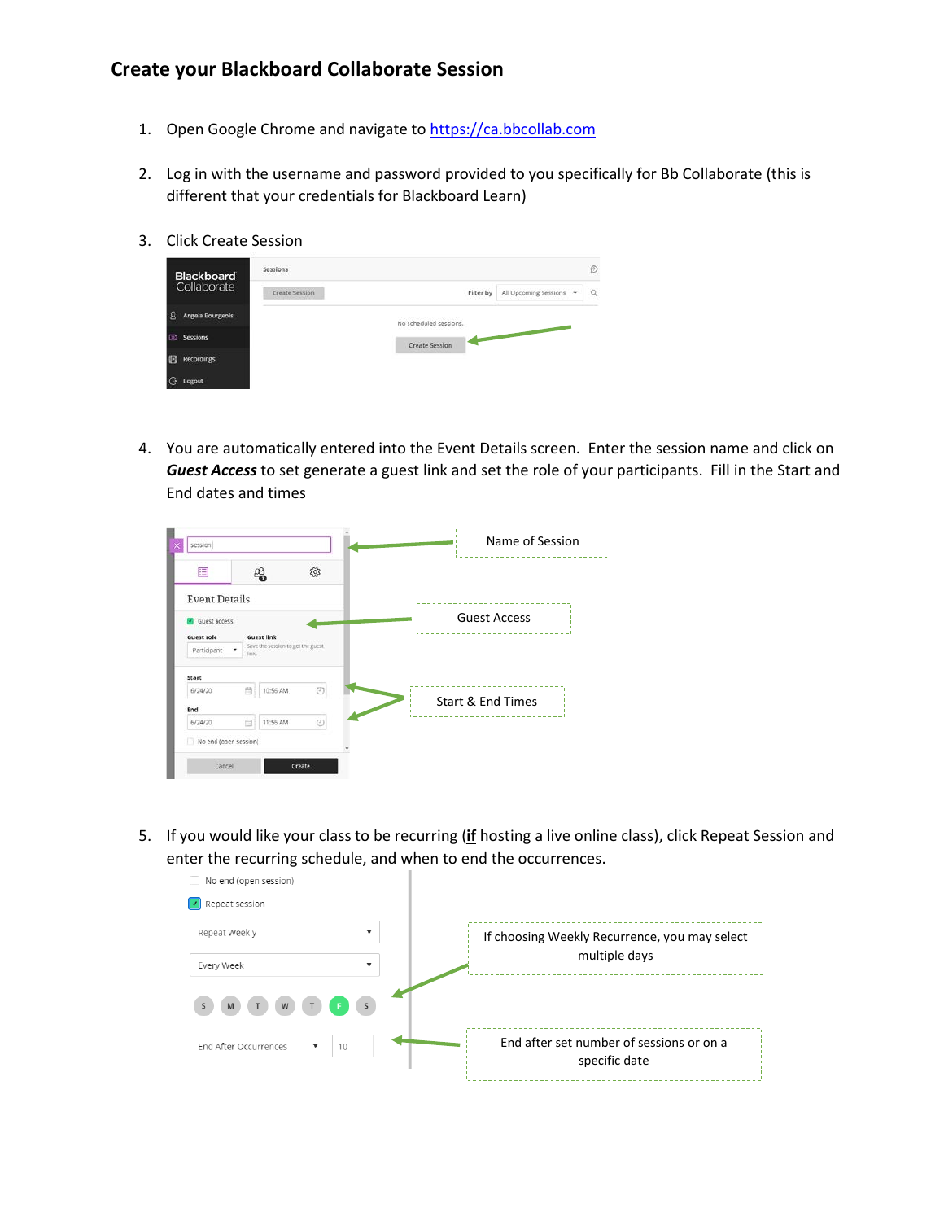## Create your Blackboard Collaborate Session

1. Open Google Chrome and navigate to [https://ca.bbcollab.com](https://ca.bbcollab.com)

2. Log in with the username and password provided to you specifically for Bb Collaborate (this is different that your credentials for Blackboard Learn)

3. Click Create Session

4. You are automatically entered into the Event Details screen. Enter the session name and click on ***Guest Access*** to set generate a guest link and set the role of your participants. Fill in the Start and End dates and times

   Name of Session

   Guest Access

   Start & End Times

5. If you would like your class to be recurring (**if** hosting a live online class), click Repeat Session and enter the recurring schedule, and when to end the occurrences.

   If choosing Weekly Recurrence, you may select multiple days

   End after set number of sessions or on a specific date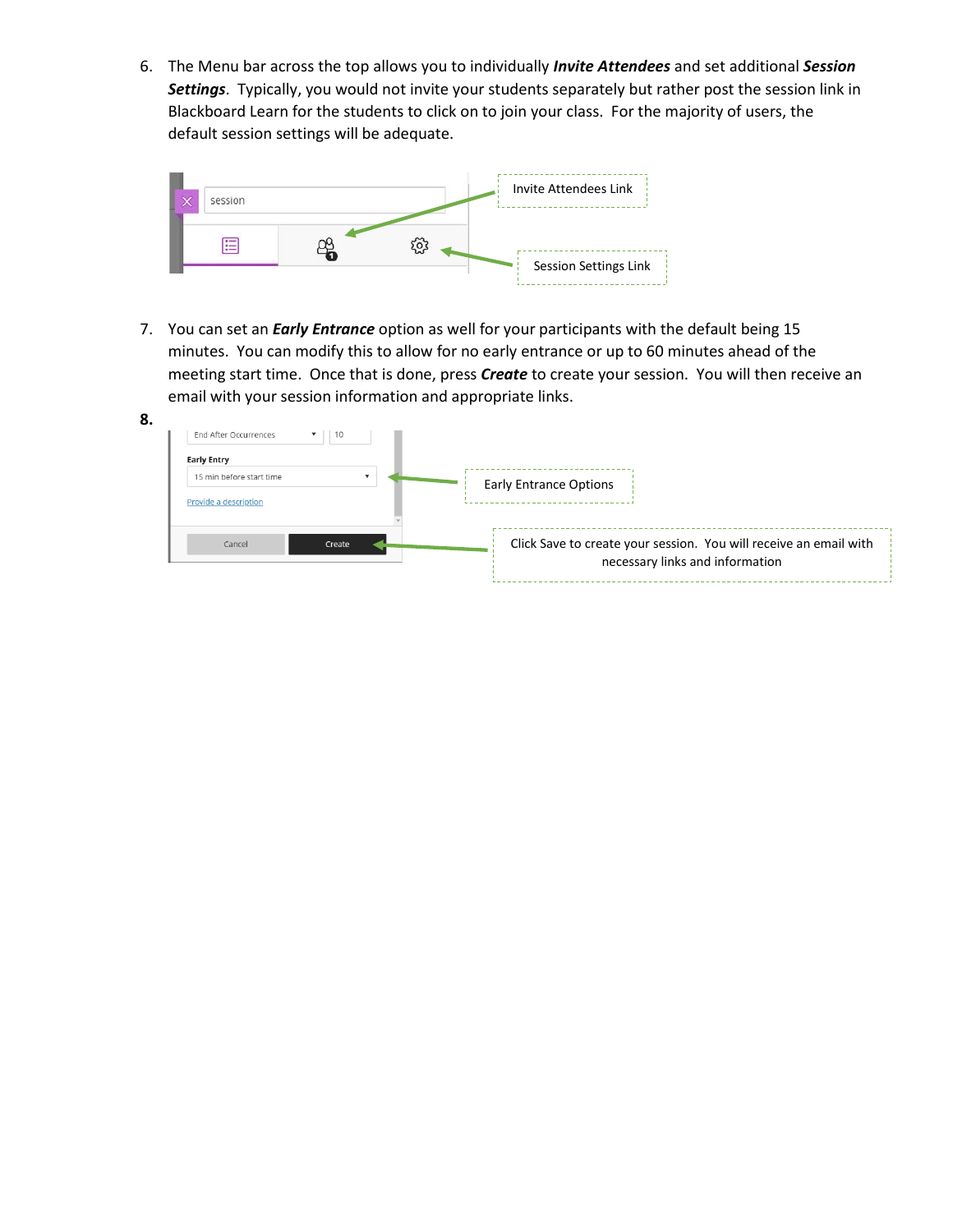6. The Menu bar across the top allows you to individually ***Invite Attendees*** and set additional ***Session Settings***. Typically, you would not invite your students separately but rather post the session link in Blackboard Learn for the students to click on to join your class. For the majority of users, the default session settings will be adequate.

session

Invite Attendees Link

Session Settings Link

7. You can set an ***Early Entrance*** option as well for your participants with the default being 15 minutes. You can modify this to allow for no early entrance or up to 60 minutes ahead of the meeting start time. Once that is done, press ***Create*** to create your session. You will then receive an email with your session information and appropriate links.

8.

End After Occurrences 10

Early Entry

15 min before start time

Provide a description

Cancel Create

Early Entrance Options

Click Save to create your session. You will receive an email with necessary links and information